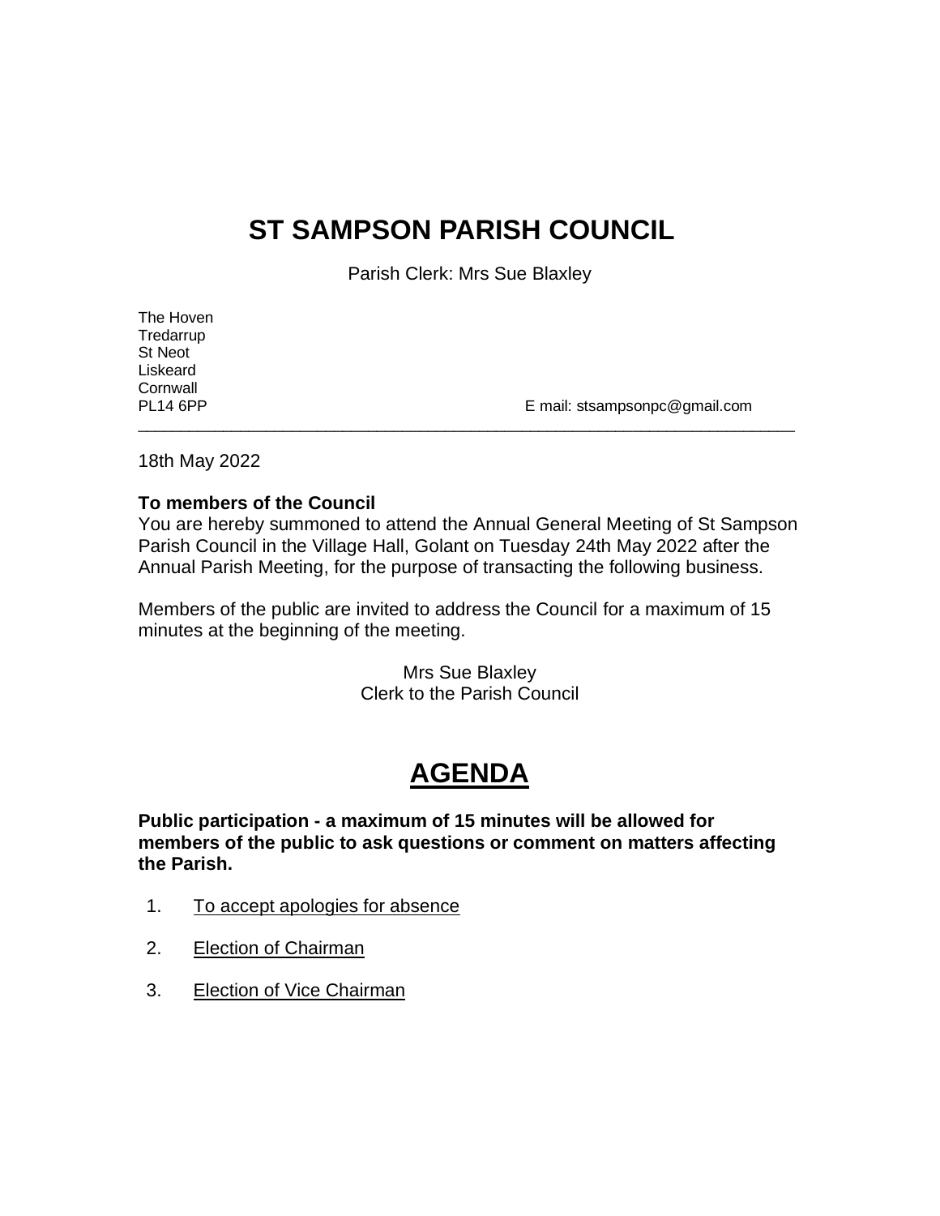# ST SAMPSON PARISH COUNCIL

Parish Clerk: Mrs Sue Blaxley

The Hoven
Tredarrup
St Neot
Liskeard
Cornwall
PL14 6PP

E mail: stsampsonpc@gmail.com

---

18th May 2022

**To members of the Council**
You are hereby summoned to attend the Annual General Meeting of St Sampson Parish Council in the Village Hall, Golant on Tuesday 24th May 2022 after the Annual Parish Meeting, for the purpose of transacting the following business.

Members of the public are invited to address the Council for a maximum of 15 minutes at the beginning of the meeting.

Mrs Sue Blaxley
Clerk to the Parish Council

# AGENDA

**Public participation - a maximum of 15 minutes will be allowed for members of the public to ask questions or comment on matters affecting the Parish.**

1. To accept apologies for absence
2. Election of Chairman
3. Election of Vice Chairman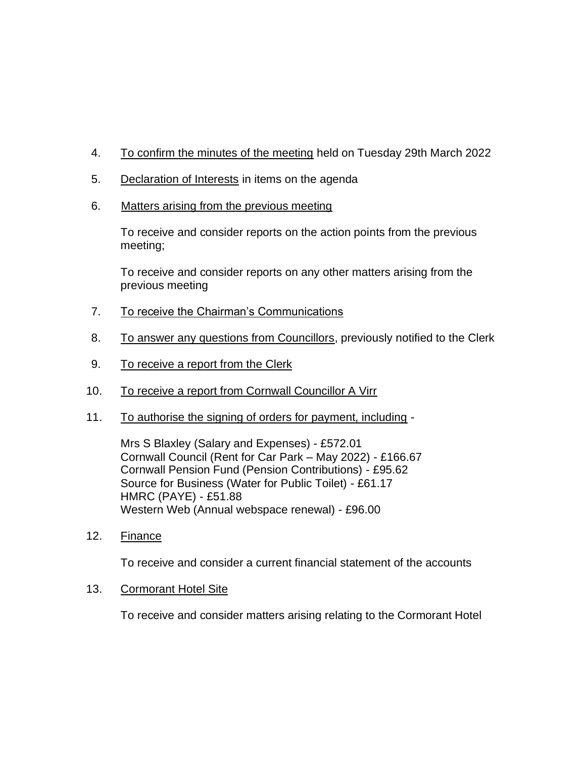4. <u>To confirm the minutes of the meeting</u> held on Tuesday 29th March 2022

5. <u>Declaration of Interests</u> in items on the agenda

6. <u>Matters arising from the previous meeting</u>

   To receive and consider reports on the action points from the previous meeting;

   To receive and consider reports on any other matters arising from the previous meeting

7. <u>To receive the Chairman's Communications</u>

8. <u>To answer any questions from Councillors</u>, previously notified to the Clerk

9. <u>To receive a report from the Clerk</u>

10. <u>To receive a report from Cornwall Councillor A Virr</u>

11. <u>To authorise the signing of orders for payment, including</u> -

    Mrs S Blaxley (Salary and Expenses) - £572.01
    Cornwall Council (Rent for Car Park – May 2022) - £166.67
    Cornwall Pension Fund (Pension Contributions) - £95.62
    Source for Business (Water for Public Toilet) - £61.17
    HMRC (PAYE) - £51.88
    Western Web (Annual webspace renewal) - £96.00

12. <u>Finance</u>

    To receive and consider a current financial statement of the accounts

13. <u>Cormorant Hotel Site</u>

    To receive and consider matters arising relating to the Cormorant Hotel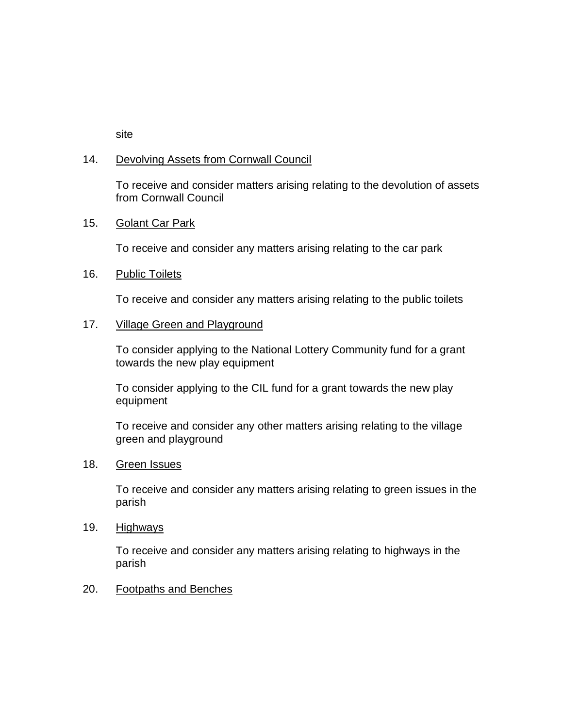site

14. <u>Devolving Assets from Cornwall Council</u>

    To receive and consider matters arising relating to the devolution of assets from Cornwall Council

15. <u>Golant Car Park</u>

    To receive and consider any matters arising relating to the car park

16. <u>Public Toilets</u>

    To receive and consider any matters arising relating to the public toilets

17. <u>Village Green and Playground</u>

    To consider applying to the National Lottery Community fund for a grant towards the new play equipment

    To consider applying to the CIL fund for a grant towards the new play equipment

    To receive and consider any other matters arising relating to the village green and playground

18. <u>Green Issues</u>

    To receive and consider any matters arising relating to green issues in the parish

19. <u>Highways</u>

    To receive and consider any matters arising relating to highways in the parish

20. <u>Footpaths and Benches</u>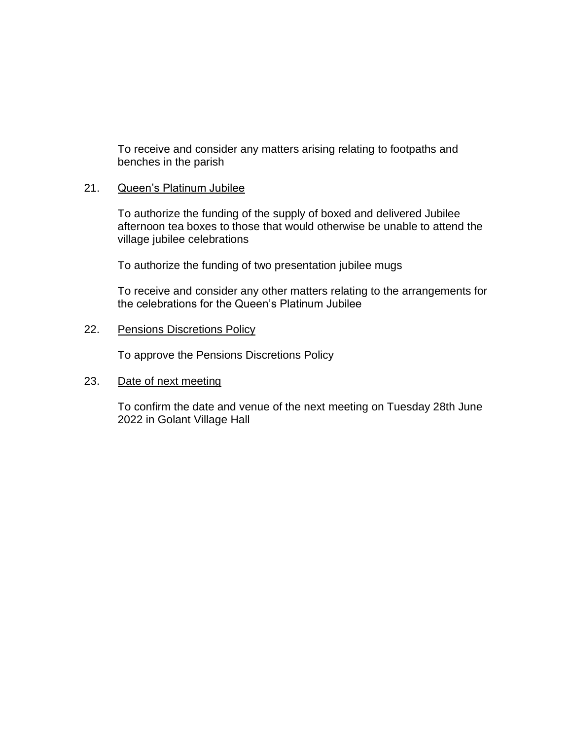To receive and consider any matters arising relating to footpaths and benches in the parish

21. Queen's Platinum Jubilee

To authorize the funding of the supply of boxed and delivered Jubilee afternoon tea boxes to those that would otherwise be unable to attend the village jubilee celebrations

To authorize the funding of two presentation jubilee mugs

To receive and consider any other matters relating to the arrangements for the celebrations for the Queen's Platinum Jubilee

22. Pensions Discretions Policy

To approve the Pensions Discretions Policy

23. Date of next meeting

To confirm the date and venue of the next meeting on Tuesday 28th June 2022 in Golant Village Hall